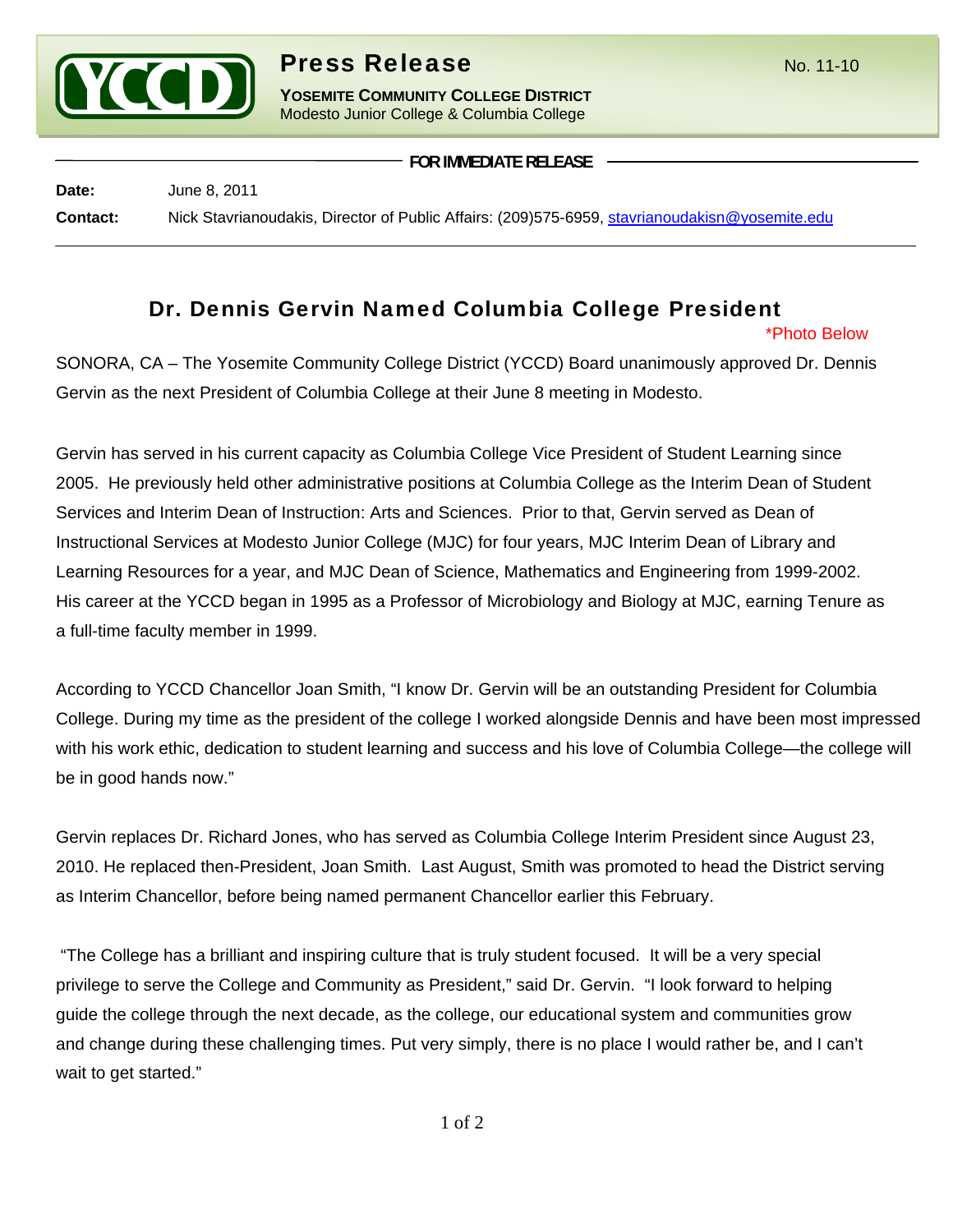# Press Release

No. 11-10

**YOSEMITE COMMUNITY COLLEGE DISTRICT**
Modesto Junior College & Columbia College

**FOR IMMEDIATE RELEASE**

**Date:** June 8, 2011

**Contact:** Nick Stavrianoudakis, Director of Public Affairs: (209)575-6959, stavrianoudakisn@yosemite.edu

## Dr. Dennis Gervin Named Columbia College President

*Photo Below

SONORA, CA – The Yosemite Community College District (YCCD) Board unanimously approved Dr. Dennis Gervin as the next President of Columbia College at their June 8 meeting in Modesto.

Gervin has served in his current capacity as Columbia College Vice President of Student Learning since 2005. He previously held other administrative positions at Columbia College as the Interim Dean of Student Services and Interim Dean of Instruction: Arts and Sciences. Prior to that, Gervin served as Dean of Instructional Services at Modesto Junior College (MJC) for four years, MJC Interim Dean of Library and Learning Resources for a year, and MJC Dean of Science, Mathematics and Engineering from 1999-2002. His career at the YCCD began in 1995 as a Professor of Microbiology and Biology at MJC, earning Tenure as a full-time faculty member in 1999.

According to YCCD Chancellor Joan Smith, "I know Dr. Gervin will be an outstanding President for Columbia College. During my time as the president of the college I worked alongside Dennis and have been most impressed with his work ethic, dedication to student learning and success and his love of Columbia College—the college will be in good hands now."

Gervin replaces Dr. Richard Jones, who has served as Columbia College Interim President since August 23, 2010. He replaced then-President, Joan Smith. Last August, Smith was promoted to head the District serving as Interim Chancellor, before being named permanent Chancellor earlier this February.

"The College has a brilliant and inspiring culture that is truly student focused. It will be a very special privilege to serve the College and Community as President," said Dr. Gervin. "I look forward to helping guide the college through the next decade, as the college, our educational system and communities grow and change during these challenging times. Put very simply, there is no place I would rather be, and I can't wait to get started."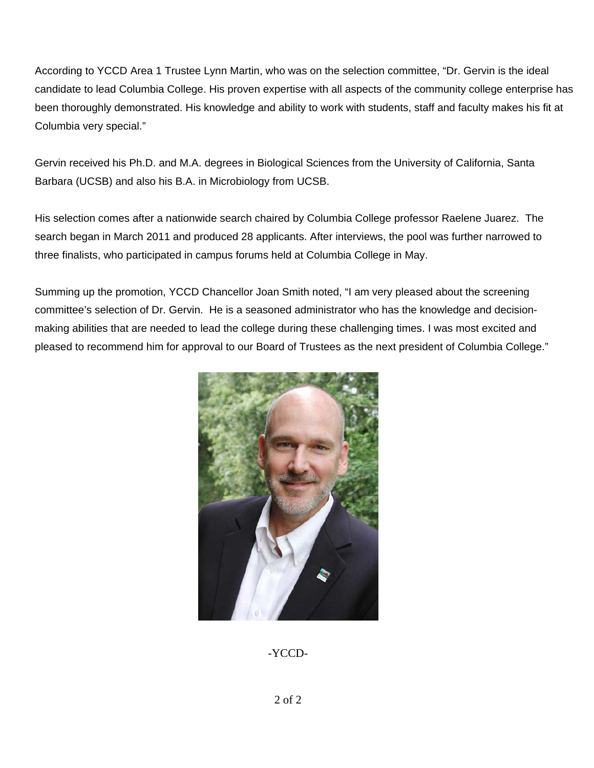According to YCCD Area 1 Trustee Lynn Martin, who was on the selection committee, "Dr. Gervin is the ideal candidate to lead Columbia College. His proven expertise with all aspects of the community college enterprise has been thoroughly demonstrated. His knowledge and ability to work with students, staff and faculty makes his fit at Columbia very special."

Gervin received his Ph.D. and M.A. degrees in Biological Sciences from the University of California, Santa Barbara (UCSB) and also his B.A. in Microbiology from UCSB.

His selection comes after a nationwide search chaired by Columbia College professor Raelene Juarez. The search began in March 2011 and produced 28 applicants. After interviews, the pool was further narrowed to three finalists, who participated in campus forums held at Columbia College in May.

Summing up the promotion, YCCD Chancellor Joan Smith noted, "I am very pleased about the screening committee's selection of Dr. Gervin. He is a seasoned administrator who has the knowledge and decision-making abilities that are needed to lead the college during these challenging times. I was most excited and pleased to recommend him for approval to our Board of Trustees as the next president of Columbia College."

-YCCD-